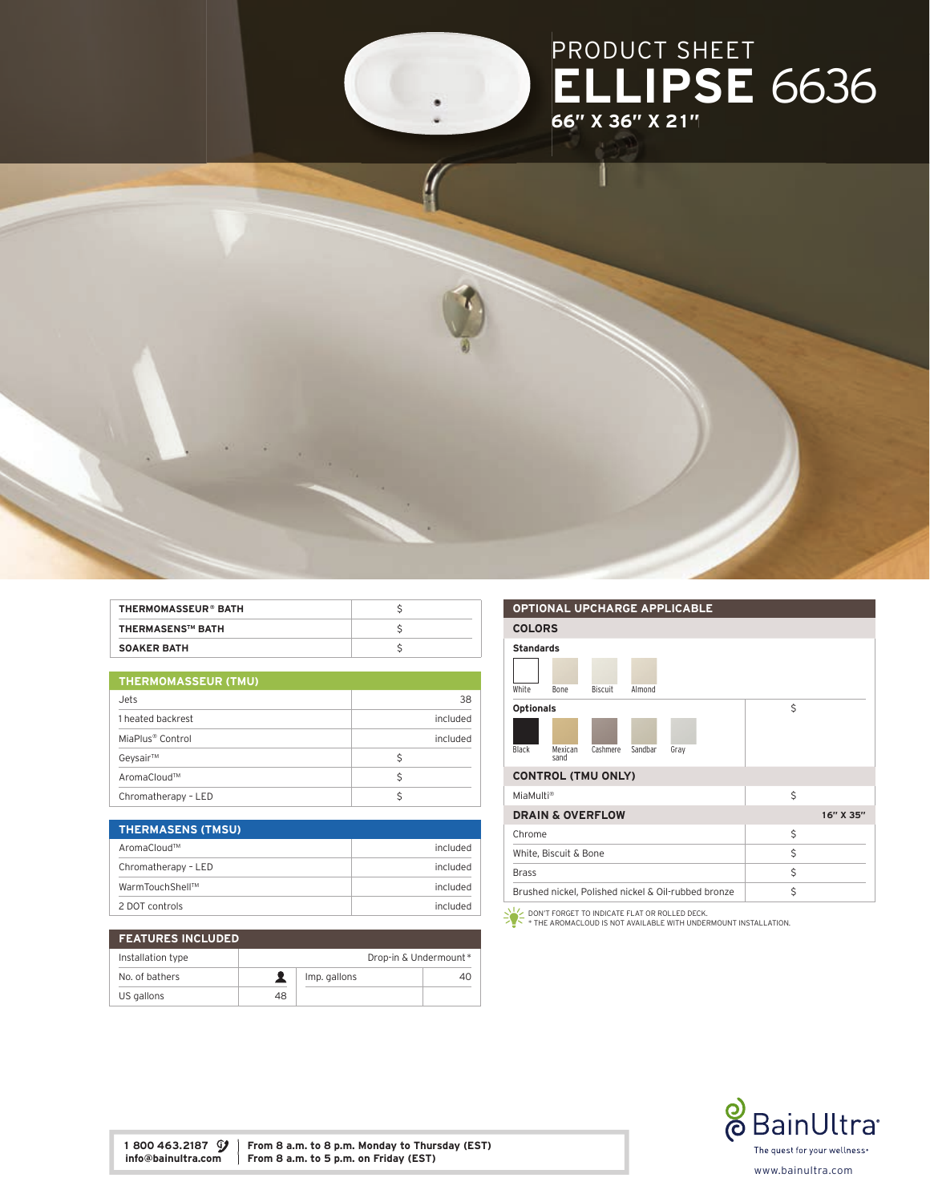# PRODUCT SHEET
# ELLIPSE 6636
**66" X 36" X 21"**

| THERMOMASSEUR® BATH | $ |
|---|---|
| THERMASENS™ BATH | $ |
| SOAKER BATH | $ |

| THERMOMASSEUR (TMU) | |
|---|---|
| Jets | 38 |
| 1 heated backrest | included |
| MiaPlus® Control | included |
| Geysair™ | $ |
| AromaCloud™ | $ |
| Chromatherapy - LED | $ |

| THERMASENS (TMSU) | |
|---|---|
| AromaCloud™ | included |
| Chromatherapy - LED | included |
| WarmTouchShell™ | included |
| 2 DOT controls | included |

| FEATURES INCLUDED | | | |
|---|---|---|---|
| Installation type | Drop-in & Undermount * | | |
| No. of bathers | 👤 | Imp. gallons | 40 |
| US gallons | 48 | | |

| OPTIONAL UPCHARGE APPLICABLE | |
|---|---|
| **COLORS** | |
| **Standards**: White, Bone, Biscuit, Almond | |
| **Optionals**: Black, Mexican sand, Cashmere, Sandbar, Gray | $ |
| **CONTROL (TMU ONLY)** | |
| MiaMulti® | $ |
| **DRAIN & OVERFLOW** | **16" X 35"** |
| Chrome | $ |
| White, Biscuit & Bone | $ |
| Brass | $ |
| Brushed nickel, Polished nickel & Oil-rubbed bronze | $ |

DON'T FORGET TO INDICATE FLAT OR ROLLED DECK.
* THE AROMACLOUD IS NOT AVAILABLE WITH UNDERMOUNT INSTALLATION.

**1 800 463.2187**
**info@bainultra.com**

**From 8 a.m. to 8 p.m. Monday to Thursday (EST)**
**From 8 a.m. to 5 p.m. on Friday (EST)**

BainUltra
The quest for your wellness
www.bainultra.com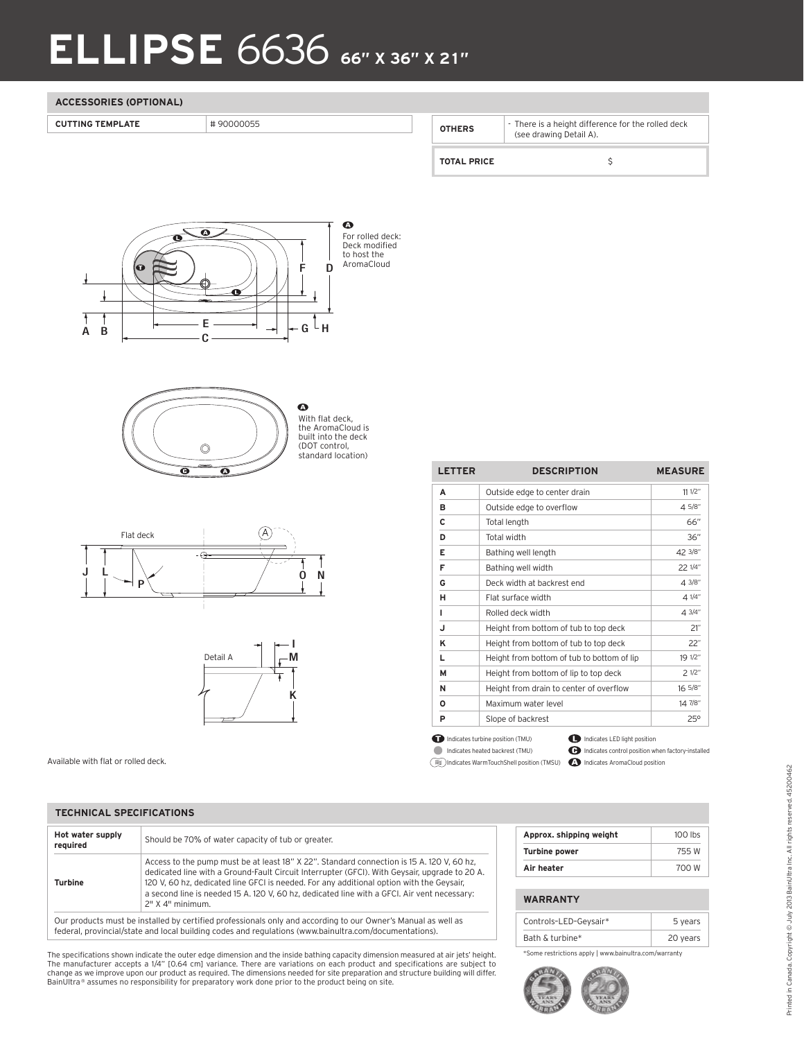# ELLIPSE 6636 66" X 36" X 21"

## ACCESSORIES (OPTIONAL)

| | |
|---|---|
| CUTTING TEMPLATE | # 90000055 |

| | |
|---|---|
| OTHERS | - There is a height difference for the rolled deck (see drawing Detail A). |
| TOTAL PRICE | $ |

A For rolled deck: Deck modified to host the AromaCloud

A With flat deck, the AromaCloud is built into the deck (DOT control, standard location)

Flat deck

Detail A

Available with flat or rolled deck.

| LETTER | DESCRIPTION | MEASURE |
|---|---|---|
| A | Outside edge to center drain | 11 1/2" |
| B | Outside edge to overflow | 4 5/8" |
| C | Total length | 66" |
| D | Total width | 36" |
| E | Bathing well length | 42 3/8" |
| F | Bathing well width | 22 1/4" |
| G | Deck width at backrest end | 4 3/8" |
| H | Flat surface width | 4 1/4" |
| I | Rolled deck width | 4 3/4" |
| J | Height from bottom of tub to top deck | 21" |
| K | Height from bottom of tub to top deck | 22" |
| L | Height from bottom of tub to bottom of lip | 19 1/2" |
| M | Height from bottom of lip to top deck | 2 1/2" |
| N | Height from drain to center of overflow | 16 5/8" |
| O | Maximum water level | 14 7/8" |
| P | Slope of backrest | 25º |

T Indicates turbine position (TMU)
Indicates heated backrest (TMU)
Indicates WarmTouchShell position (TMSU)
L Indicates LED light position
C Indicates control position when factory-installed
A Indicates AromaCloud position

## TECHNICAL SPECIFICATIONS

| | |
|---|---|
| **Hot water supply required** | Should be 70% of water capacity of tub or greater. |
| **Turbine** | Access to the pump must be at least 18" X 22". Standard connection is 15 A. 120 V, 60 hz, dedicated line with a Ground-Fault Circuit Interrupter (GFCI). With Geysair, upgrade to 20 A. 120 V, 60 hz, dedicated line GFCI is needed. For any additional option with the Geysair, a second line is needed 15 A. 120 V, 60 hz, dedicated line with a GFCI. Air vent necessary: 2" X 4" minimum. |

Our products must be installed by certified professionals only and according to our Owner's Manual as well as federal, provincial/state and local building codes and regulations (www.bainultra.com/documentations).

| | |
|---|---|
| **Approx. shipping weight** | 100 lbs |
| **Turbine power** | 755 W |
| **Air heater** | 700 W |

## WARRANTY

| | |
|---|---|
| Controls–LED–Geysair* | 5 years |
| Bath & turbine* | 20 years |

*Some restrictions apply | www.bainultra.com/warranty

The specifications shown indicate the outer edge dimension and the inside bathing capacity dimension measured at air jets' height. The manufacturer accepts a 1/4" [0.64 cm] variance. There are variations on each product and specifications are subject to change as we improve upon our product as required. The dimensions needed for site preparation and structure building will differ. BainUltra® assumes no responsibility for preparatory work done prior to the product being on site.

Printed in Canada. Copyright © July 2013 BainUltra Inc. All rights reserved. 45200462